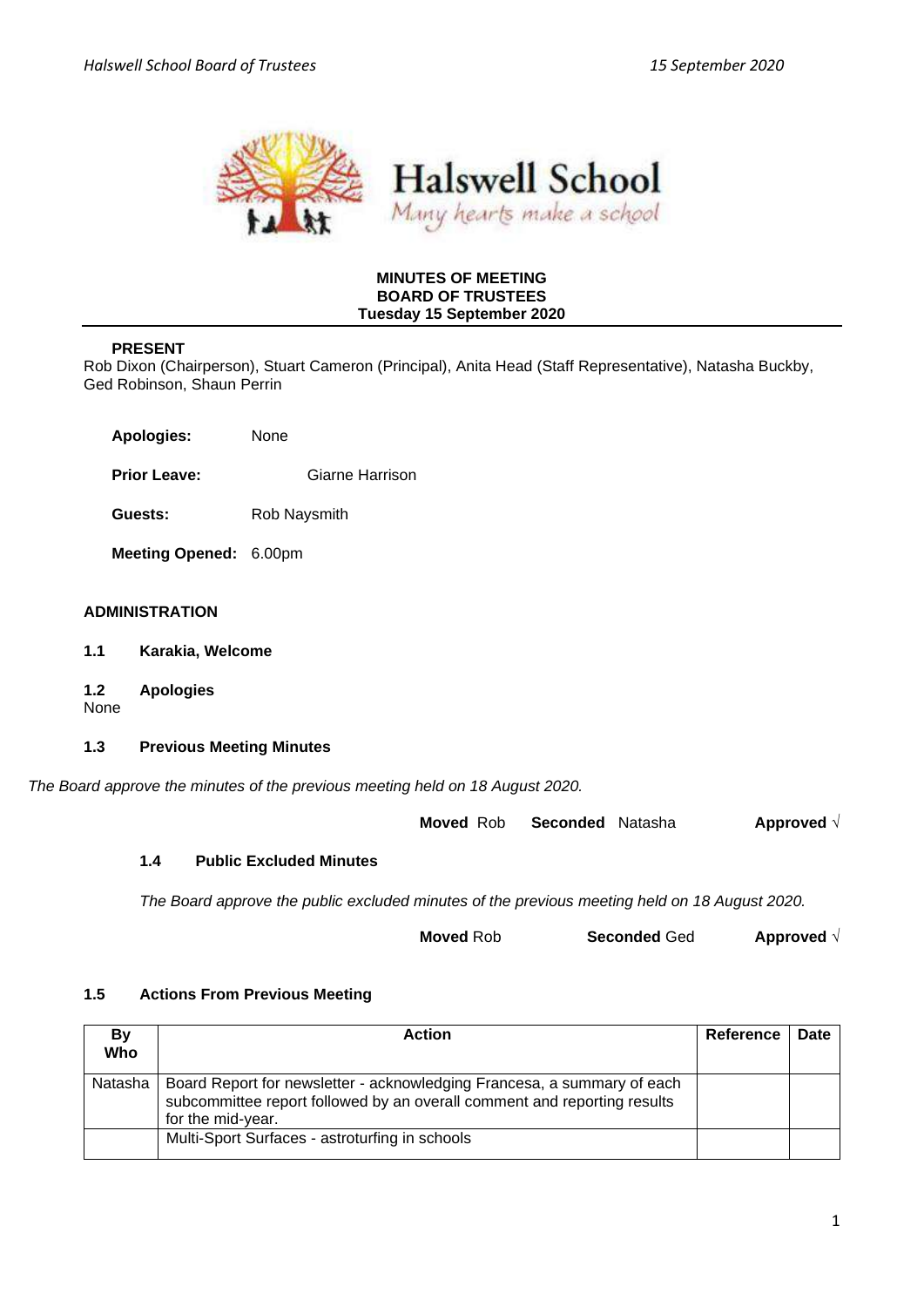**Halswell School**

*Many hearts make a school*

**MINUTES OF MEETING**
**BOARD OF TRUSTEES**
**Tuesday 15 September 2020**

**PRESENT**

Rob Dixon (Chairperson), Stuart Cameron (Principal), Anita Head (Staff Representative), Natasha Buckby, Ged Robinson, Shaun Perrin

**Apologies:** None

**Prior Leave:** Giarne Harrison

**Guests:** Rob Naysmith

**Meeting Opened:** 6.00pm

## ADMINISTRATION

### 1.1 Karakia, Welcome

### 1.2 Apologies

None

### 1.3 Previous Meeting Minutes

*The Board approve the minutes of the previous meeting held on 18 August 2020.*

**Moved** Rob **Seconded** Natasha **Approved** √

### 1.4 Public Excluded Minutes

*The Board approve the public excluded minutes of the previous meeting held on 18 August 2020.*

**Moved** Rob **Seconded** Ged **Approved** √

### 1.5 Actions From Previous Meeting

| By Who | Action | Reference | Date |
|---|---|---|---|
| Natasha | Board Report for newsletter - acknowledging Francesa, a summary of each subcommittee report followed by an overall comment and reporting results for the mid-year. | | |
| | Multi-Sport Surfaces - astroturfing in schools | | |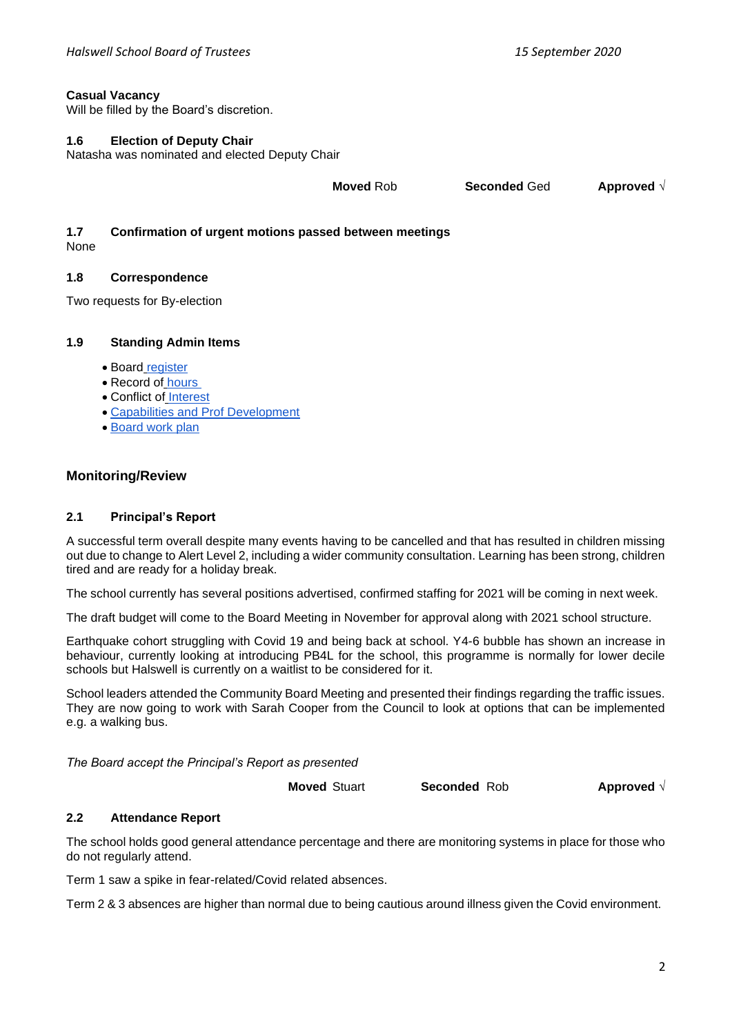**Casual Vacancy**
Will be filled by the Board's discretion.

### 1.6 Election of Deputy Chair

Natasha was nominated and elected Deputy Chair

**Moved** Rob **Seconded** Ged **Approved** √

### 1.7 Confirmation of urgent motions passed between meetings

None

### 1.8 Correspondence

Two requests for By-election

### 1.9 Standing Admin Items

- Board register
- Record of hours
- Conflict of Interest
- Capabilities and Prof Development
- Board work plan

## Monitoring/Review

### 2.1 Principal's Report

A successful term overall despite many events having to be cancelled and that has resulted in children missing out due to change to Alert Level 2, including a wider community consultation. Learning has been strong, children tired and are ready for a holiday break.

The school currently has several positions advertised, confirmed staffing for 2021 will be coming in next week.

The draft budget will come to the Board Meeting in November for approval along with 2021 school structure.

Earthquake cohort struggling with Covid 19 and being back at school. Y4-6 bubble has shown an increase in behaviour, currently looking at introducing PB4L for the school, this programme is normally for lower decile schools but Halswell is currently on a waitlist to be considered for it.

School leaders attended the Community Board Meeting and presented their findings regarding the traffic issues. They are now going to work with Sarah Cooper from the Council to look at options that can be implemented e.g. a walking bus.

*The Board accept the Principal's Report as presented*

**Moved** Stuart **Seconded** Rob **Approved** √

### 2.2 Attendance Report

The school holds good general attendance percentage and there are monitoring systems in place for those who do not regularly attend.

Term 1 saw a spike in fear-related/Covid related absences.

Term 2 & 3 absences are higher than normal due to being cautious around illness given the Covid environment.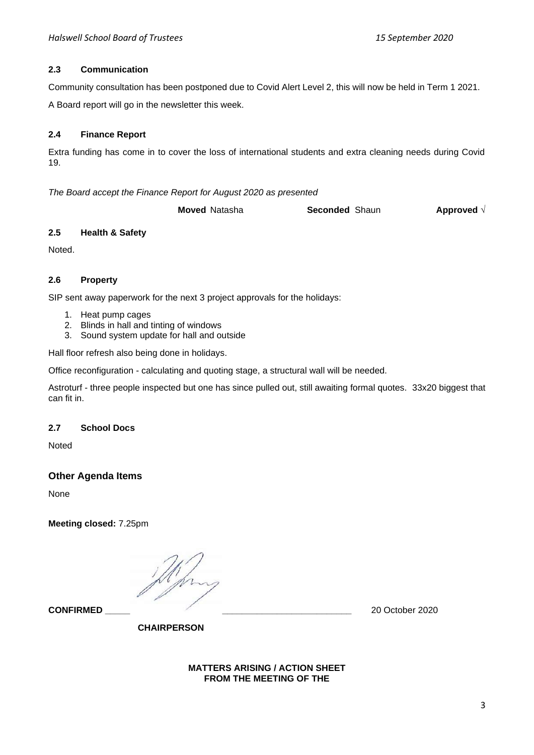### 2.3 Communication

Community consultation has been postponed due to Covid Alert Level 2, this will now be held in Term 1 2021.

A Board report will go in the newsletter this week.

### 2.4 Finance Report

Extra funding has come in to cover the loss of international students and extra cleaning needs during Covid 19.

*The Board accept the Finance Report for August 2020 as presented*

**Moved** Natasha **Seconded** Shaun **Approved** √

### 2.5 Health & Safety

Noted.

### 2.6 Property

SIP sent away paperwork for the next 3 project approvals for the holidays:

1. Heat pump cages
2. Blinds in hall and tinting of windows
3. Sound system update for hall and outside

Hall floor refresh also being done in holidays.

Office reconfiguration - calculating and quoting stage, a structural wall will be needed.

Astroturf - three people inspected but one has since pulled out, still awaiting formal quotes. 33x20 biggest that can fit in.

### 2.7 School Docs

Noted

## Other Agenda Items

None

**Meeting closed:** 7.25pm

**CONFIRMED** _____ _________________________ 20 October 2020

**CHAIRPERSON**

**MATTERS ARISING / ACTION SHEET FROM THE MEETING OF THE**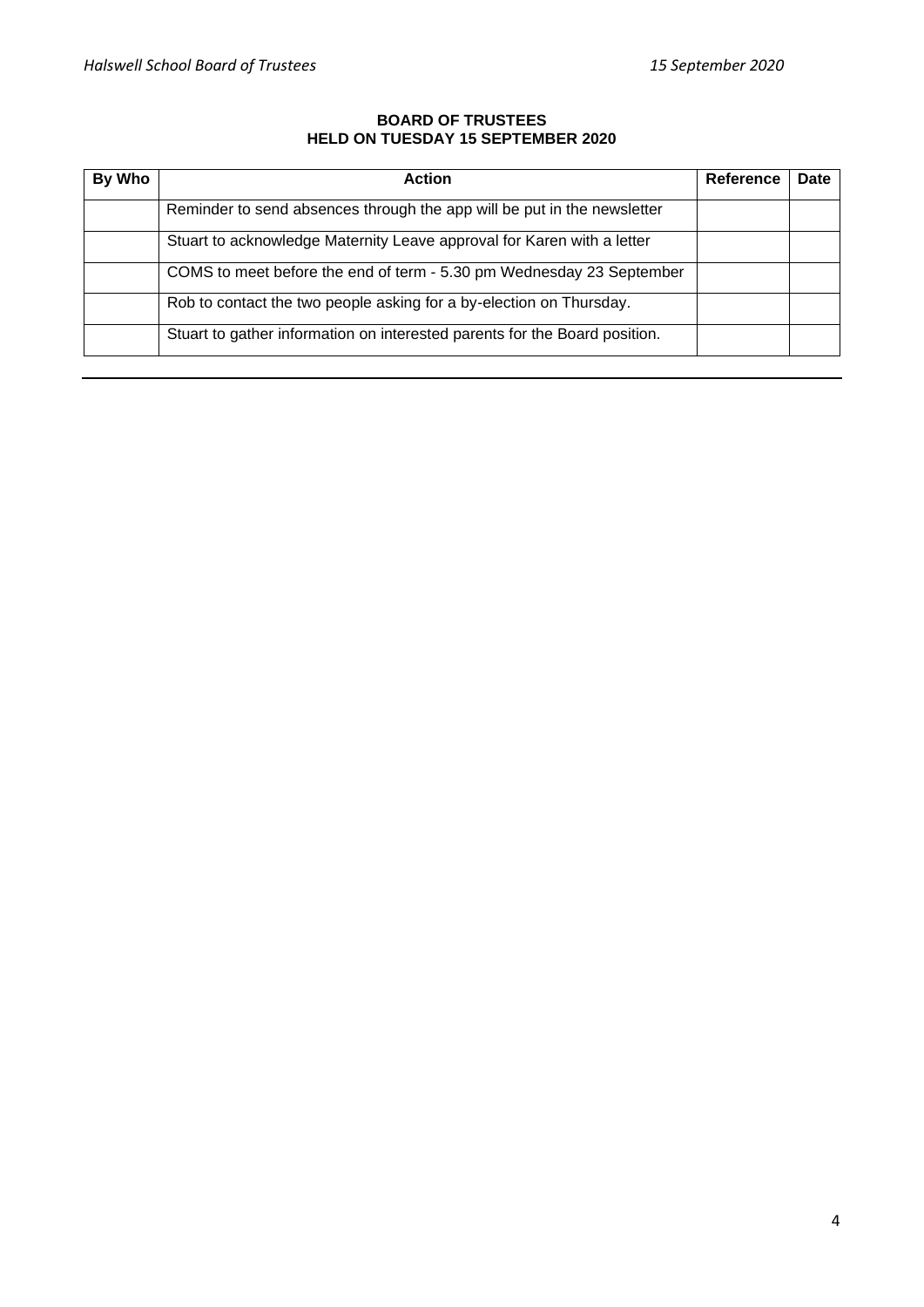**BOARD OF TRUSTEES**
**HELD ON TUESDAY 15 SEPTEMBER 2020**

| By Who | Action | Reference | Date |
|---|---|---|---|
| | Reminder to send absences through the app will be put in the newsletter | | |
| | Stuart to acknowledge Maternity Leave approval for Karen with a letter | | |
| | COMS to meet before the end of term - 5.30 pm Wednesday 23 September | | |
| | Rob to contact the two people asking for a by-election on Thursday. | | |
| | Stuart to gather information on interested parents for the Board position. | | |